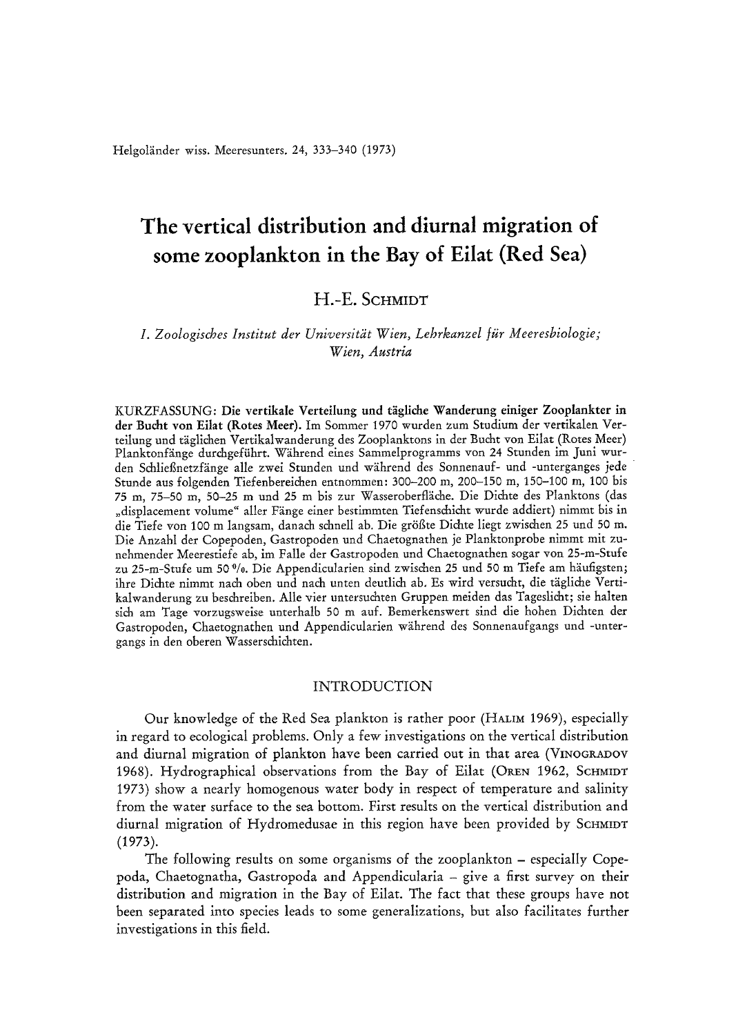# The vertical distribution and diurnal migration of some zooplankton in the Bay of Eilat (Red Sea)

H.-E. Schmidt

*I. Zoologisches Institut der Universität Wien, Lehrkanzel für Meeresbiologie; Wien, Austria*

KURZFASSUNG: **Die vertikale Verteilung und tägliche Wanderung einiger Zooplankter in der Bucht von Eilat (Rotes Meer).** Im Sommer 1970 wurden zum Studium der vertikalen Verteilung und täglichen Vertikalwanderung des Zooplanktons in der Bucht von Eilat (Rotes Meer) Planktonfänge durchgeführt. Während eines Sammelprogramms von 24 Stunden im Juni wurden Schließnetzfänge alle zwei Stunden und während des Sonnenauf- und -unterganges jede Stunde aus folgenden Tiefenbereichen entnommen: 300–200 m, 200–150 m, 150–100 m, 100 bis 75 m, 75–50 m, 50–25 m und 25 m bis zur Wasseroberfläche. Die Dichte des Planktons (das „displacement volume" aller Fänge einer bestimmten Tiefenschicht wurde addiert) nimmt bis in die Tiefe von 100 m langsam, danach schnell ab. Die größte Dichte liegt zwischen 25 und 50 m. Die Anzahl der Copepoden, Gastropoden und Chaetognathen je Planktonprobe nimmt mit zunehmender Meerestiefe ab, im Falle der Gastropoden und Chaetognathen sogar von 25-m-Stufe zu 25-m-Stufe um 50 %. Die Appendicularien sind zwischen 25 und 50 m Tiefe am häufigsten; ihre Dichte nimmt nach oben und nach unten deutlich ab. Es wird versucht, die tägliche Vertikalwanderung zu beschreiben. Alle vier untersuchten Gruppen meiden das Tageslicht; sie halten sich am Tage vorzugsweise unterhalb 50 m auf. Bemerkenswert sind die hohen Dichten der Gastropoden, Chaetognathen und Appendicularien während des Sonnenaufgangs und -untergangs in den oberen Wasserschichten.

## INTRODUCTION

Our knowledge of the Red Sea plankton is rather poor (Halim 1969), especially in regard to ecological problems. Only a few investigations on the vertical distribution and diurnal migration of plankton have been carried out in that area (Vinogradov 1968). Hydrographical observations from the Bay of Eilat (Oren 1962, Schmidt 1973) show a nearly homogenous water body in respect of temperature and salinity from the water surface to the sea bottom. First results on the vertical distribution and diurnal migration of Hydromedusae in this region have been provided by Schmidt (1973).

The following results on some organisms of the zooplankton – especially Copepoda, Chaetognatha, Gastropoda and Appendicularia – give a first survey on their distribution and migration in the Bay of Eilat. The fact that these groups have not been separated into species leads to some generalizations, but also facilitates further investigations in this field.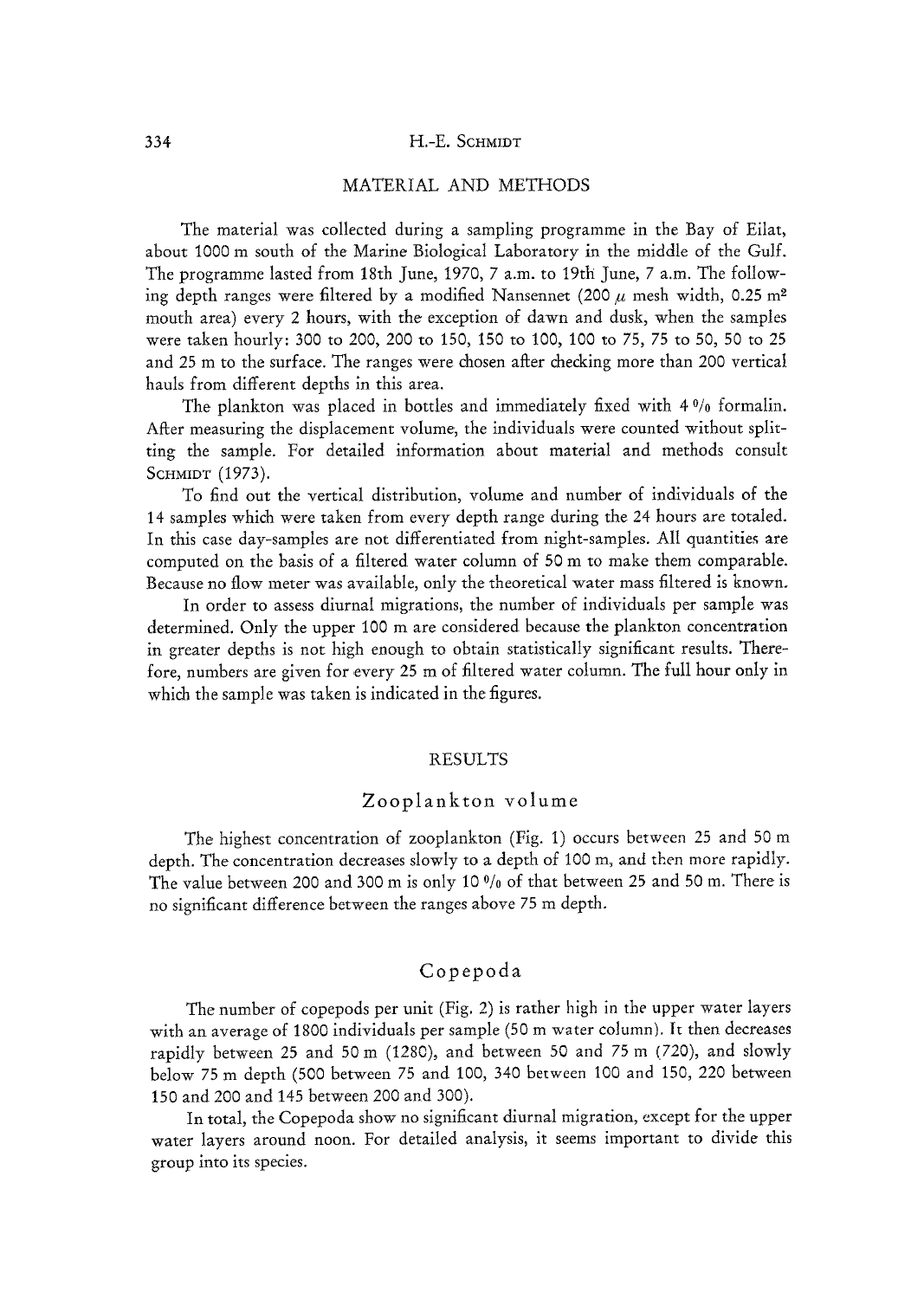## MATERIAL AND METHODS

The material was collected during a sampling programme in the Bay of Eilat, about 1000 m south of the Marine Biological Laboratory in the middle of the Gulf. The programme lasted from 18th June, 1970, 7 a.m. to 19th June, 7 a.m. The following depth ranges were filtered by a modified Nansennet (200 $\mu$ mesh width, 0.25 $m^2$ mouth area) every 2 hours, with the exception of dawn and dusk, when the samples were taken hourly: 300 to 200, 200 to 150, 150 to 100, 100 to 75, 75 to 50, 50 to 25 and 25 m to the surface. The ranges were chosen after checking more than 200 vertical hauls from different depths in this area.

The plankton was placed in bottles and immediately fixed with 4 % formalin. After measuring the displacement volume, the individuals were counted without splitting the sample. For detailed information about material and methods consult SCHMIDT (1973).

To find out the vertical distribution, volume and number of individuals of the 14 samples which were taken from every depth range during the 24 hours are totaled. In this case day-samples are not differentiated from night-samples. All quantities are computed on the basis of a filtered water column of 50 m to make them comparable. Because no flow meter was available, only the theoretical water mass filtered is known.

In order to assess diurnal migrations, the number of individuals per sample was determined. Only the upper 100 m are considered because the plankton concentration in greater depths is not high enough to obtain statistically significant results. Therefore, numbers are given for every 25 m of filtered water column. The full hour only in which the sample was taken is indicated in the figures.

## RESULTS

### Zooplankton volume

The highest concentration of zooplankton (Fig. 1) occurs between 25 and 50 m depth. The concentration decreases slowly to a depth of 100 m, and then more rapidly. The value between 200 and 300 m is only 10 % of that between 25 and 50 m. There is no significant difference between the ranges above 75 m depth.

### Copepoda

The number of copepods per unit (Fig. 2) is rather high in the upper water layers with an average of 1800 individuals per sample (50 m water column). It then decreases rapidly between 25 and 50 m (1280), and between 50 and 75 m (720), and slowly below 75 m depth (500 between 75 and 100, 340 between 100 and 150, 220 between 150 and 200 and 145 between 200 and 300).

In total, the Copepoda show no significant diurnal migration, except for the upper water layers around noon. For detailed analysis, it seems important to divide this group into its species.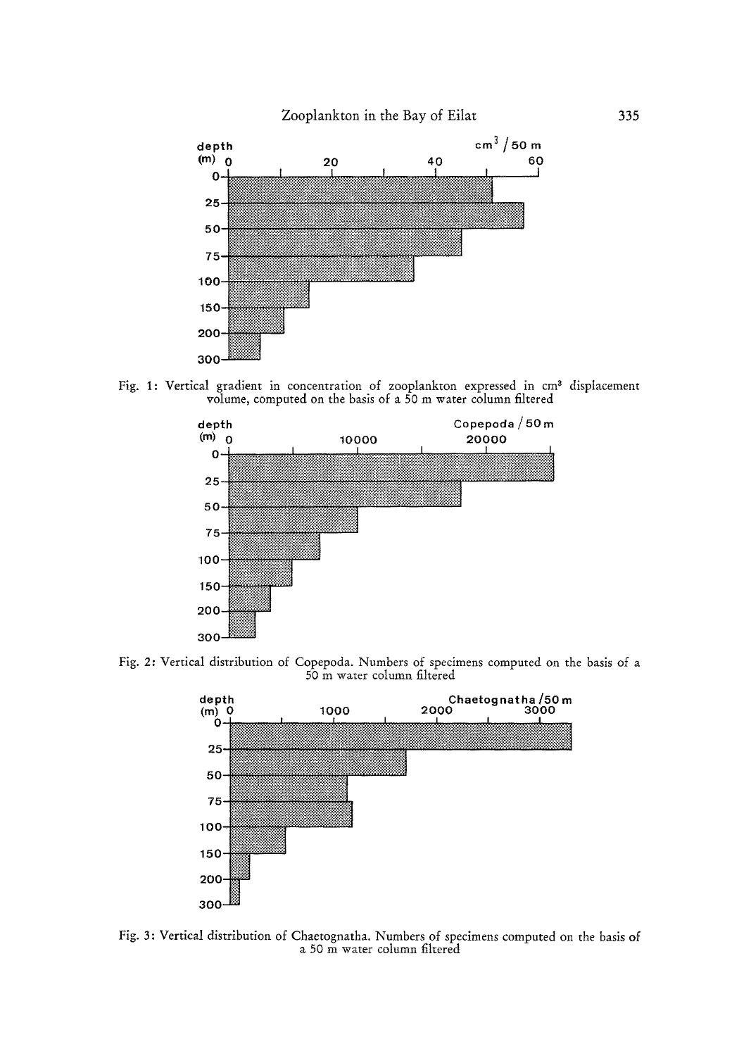Fig. 1: Vertical gradient in concentration of zooplankton expressed in cm³ displacement volume, computed on the basis of a 50 m water column filtered

Fig. 2: Vertical distribution of Copepoda. Numbers of specimens computed on the basis of a 50 m water column filtered

Fig. 3: Vertical distribution of Chaetognatha. Numbers of specimens computed on the basis of a 50 m water column filtered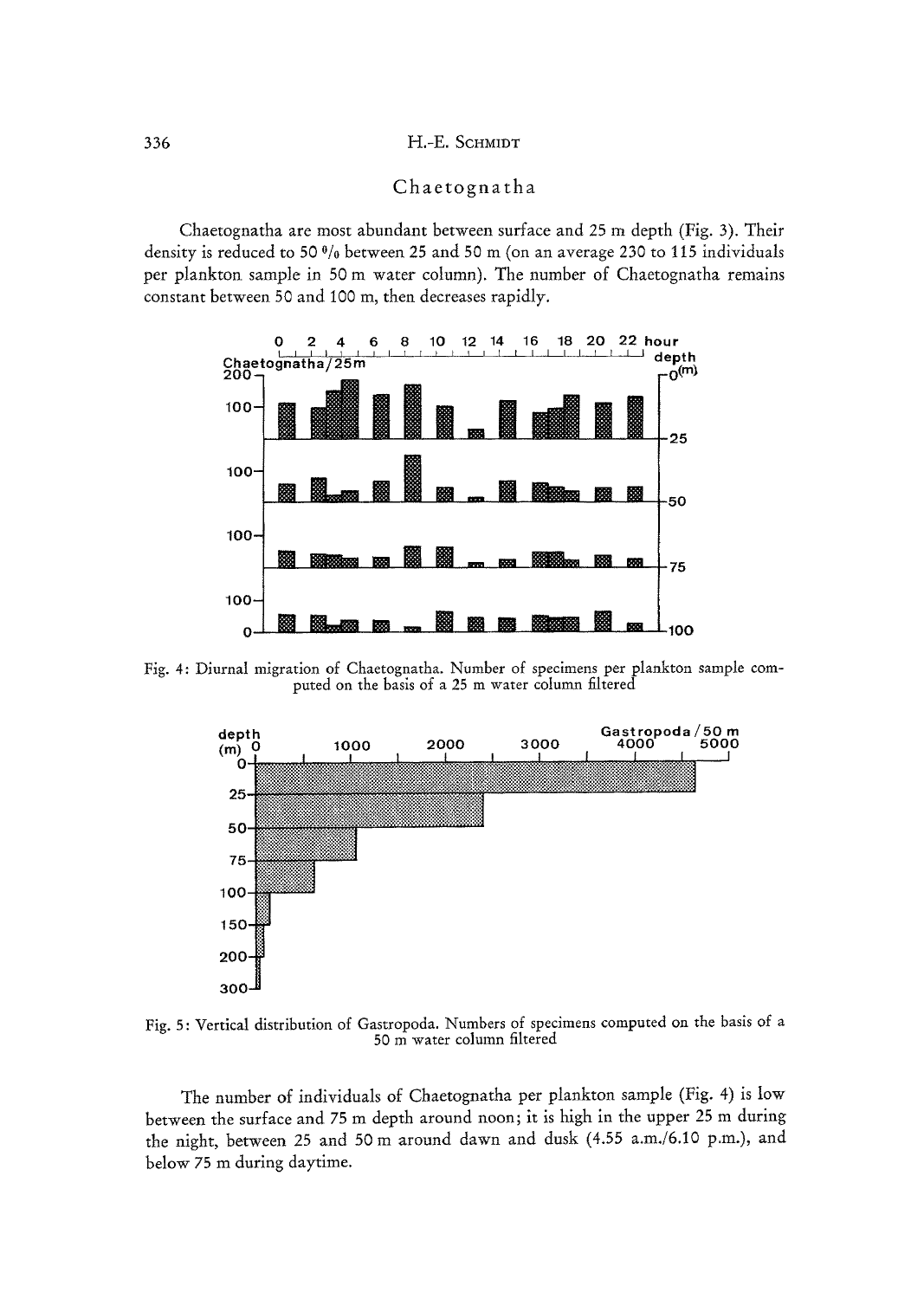## Chaetognatha

Chaetognatha are most abundant between surface and 25 m depth (Fig. 3). Their density is reduced to 50 % between 25 and 50 m (on an average 230 to 115 individuals per plankton sample in 50 m water column). The number of Chaetognatha remains constant between 50 and 100 m, then decreases rapidly.

Fig. 4: Diurnal migration of Chaetognatha. Number of specimens per plankton sample computed on the basis of a 25 m water column filtered

Fig. 5: Vertical distribution of Gastropoda. Numbers of specimens computed on the basis of a 50 m water column filtered

The number of individuals of Chaetognatha per plankton sample (Fig. 4) is low between the surface and 75 m depth around noon; it is high in the upper 25 m during the night, between 25 and 50 m around dawn and dusk (4.55 a.m./6.10 p.m.), and below 75 m during daytime.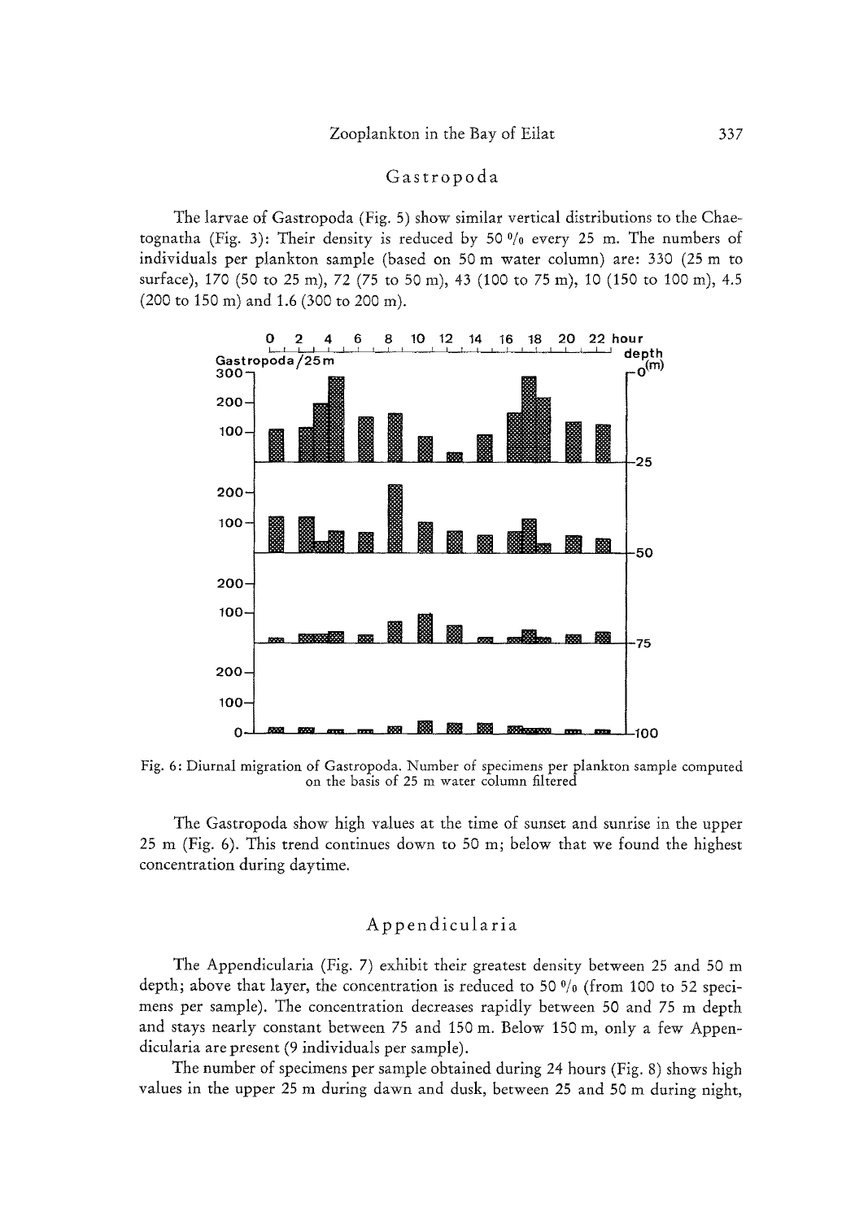## Gastropoda

The larvae of Gastropoda (Fig. 5) show similar vertical distributions to the Chaetognatha (Fig. 3): Their density is reduced by 50 % every 25 m. The numbers of individuals per plankton sample (based on 50 m water column) are: 330 (25 m to surface), 170 (50 to 25 m), 72 (75 to 50 m), 43 (100 to 75 m), 10 (150 to 100 m), 4.5 (200 to 150 m) and 1.6 (300 to 200 m).

Fig. 6: Diurnal migration of Gastropoda. Number of specimens per plankton sample computed on the basis of 25 m water column filtered

The Gastropoda show high values at the time of sunset and sunrise in the upper 25 m (Fig. 6). This trend continues down to 50 m; below that we found the highest concentration during daytime.

## Appendicularia

The Appendicularia (Fig. 7) exhibit their greatest density between 25 and 50 m depth; above that layer, the concentration is reduced to 50 % (from 100 to 52 specimens per sample). The concentration decreases rapidly between 50 and 75 m depth and stays nearly constant between 75 and 150 m. Below 150 m, only a few Appendicularia are present (9 individuals per sample).

The number of specimens per sample obtained during 24 hours (Fig. 8) shows high values in the upper 25 m during dawn and dusk, between 25 and 50 m during night,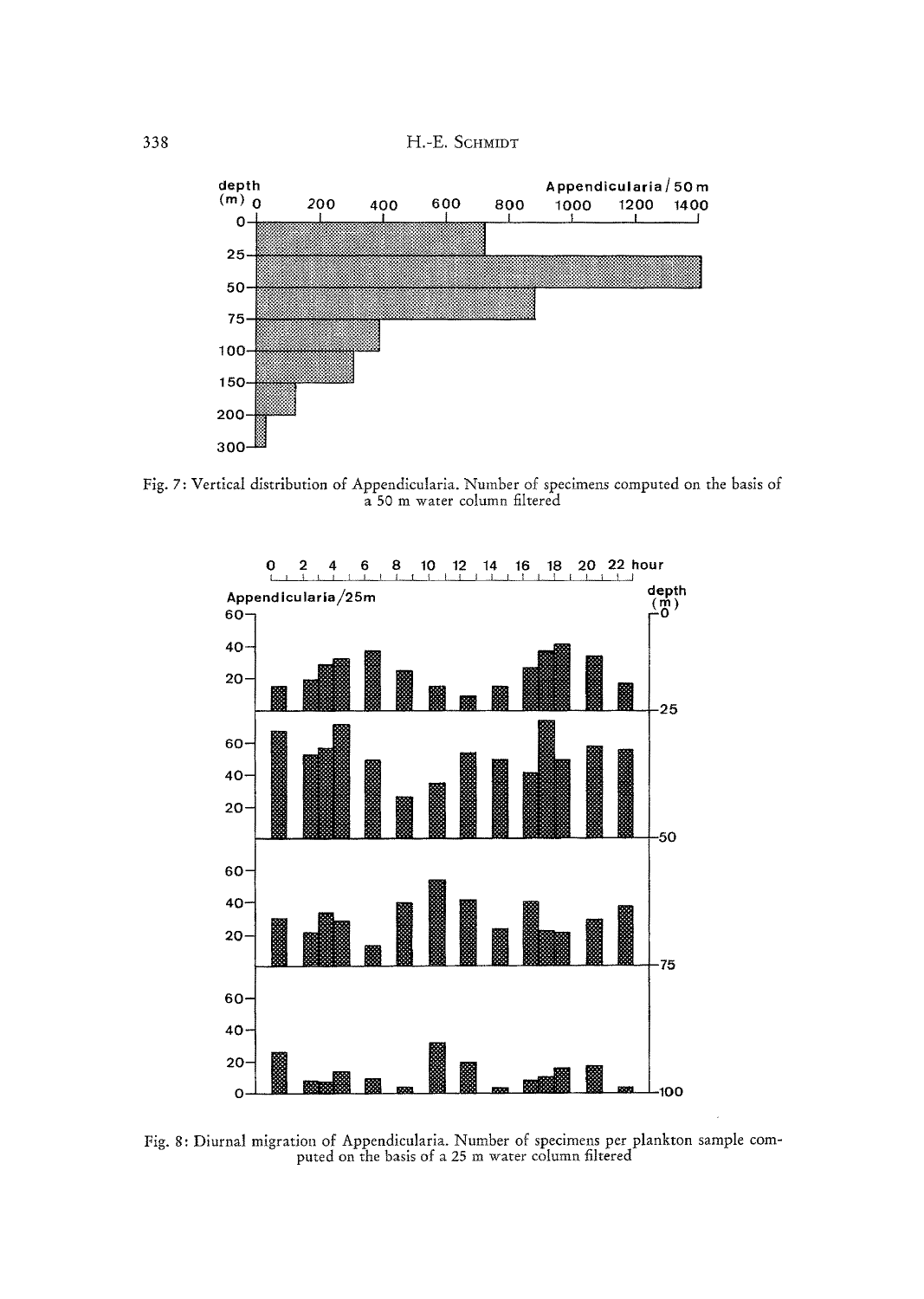Fig. 7: Vertical distribution of Appendicularia. Number of specimens computed on the basis of a 50 m water column filtered

Fig. 8: Diurnal migration of Appendicularia. Number of specimens per plankton sample computed on the basis of a 25 m water column filtered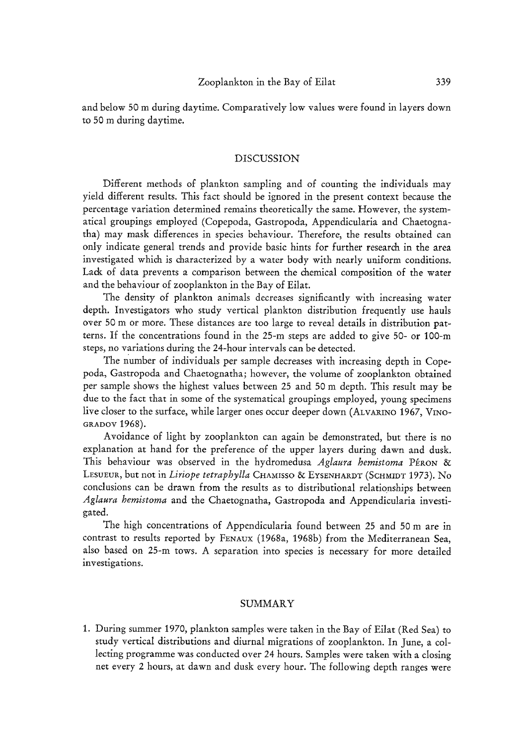and below 50 m during daytime. Comparatively low values were found in layers down to 50 m during daytime.

## DISCUSSION

Different methods of plankton sampling and of counting the individuals may yield different results. This fact should be ignored in the present context because the percentage variation determined remains theoretically the same. However, the systematical groupings employed (Copepoda, Gastropoda, Appendicularia and Chaetognatha) may mask differences in species behaviour. Therefore, the results obtained can only indicate general trends and provide basic hints for further research in the area investigated which is characterized by a water body with nearly uniform conditions. Lack of data prevents a comparison between the chemical composition of the water and the behaviour of zooplankton in the Bay of Eilat.

The density of plankton animals decreases significantly with increasing water depth. Investigators who study vertical plankton distribution frequently use hauls over 50 m or more. These distances are too large to reveal details in distribution patterns. If the concentrations found in the 25-m steps are added to give 50- or 100-m steps, no variations during the 24-hour intervals can be detected.

The number of individuals per sample decreases with increasing depth in Copepoda, Gastropoda and Chaetognatha; however, the volume of zooplankton obtained per sample shows the highest values between 25 and 50 m depth. This result may be due to the fact that in some of the systematical groupings employed, young specimens live closer to the surface, while larger ones occur deeper down (ALVARINO 1967, VINOGRADOV 1968).

Avoidance of light by zooplankton can again be demonstrated, but there is no explanation at hand for the preference of the upper layers during dawn and dusk. This behaviour was observed in the hydromedusa *Aglaura hemistoma* PÉRON & LESUEUR, but not in *Liriope tetraphylla* CHAMISSO & EYSENHARDT (SCHMIDT 1973). No conclusions can be drawn from the results as to distributional relationships between *Aglaura hemistoma* and the Chaetognatha, Gastropoda and Appendicularia investigated.

The high concentrations of Appendicularia found between 25 and 50 m are in contrast to results reported by FENAUX (1968a, 1968b) from the Mediterranean Sea, also based on 25-m tows. A separation into species is necessary for more detailed investigations.

## SUMMARY

1. During summer 1970, plankton samples were taken in the Bay of Eilat (Red Sea) to study vertical distributions and diurnal migrations of zooplankton. In June, a collecting programme was conducted over 24 hours. Samples were taken with a closing net every 2 hours, at dawn and dusk every hour. The following depth ranges were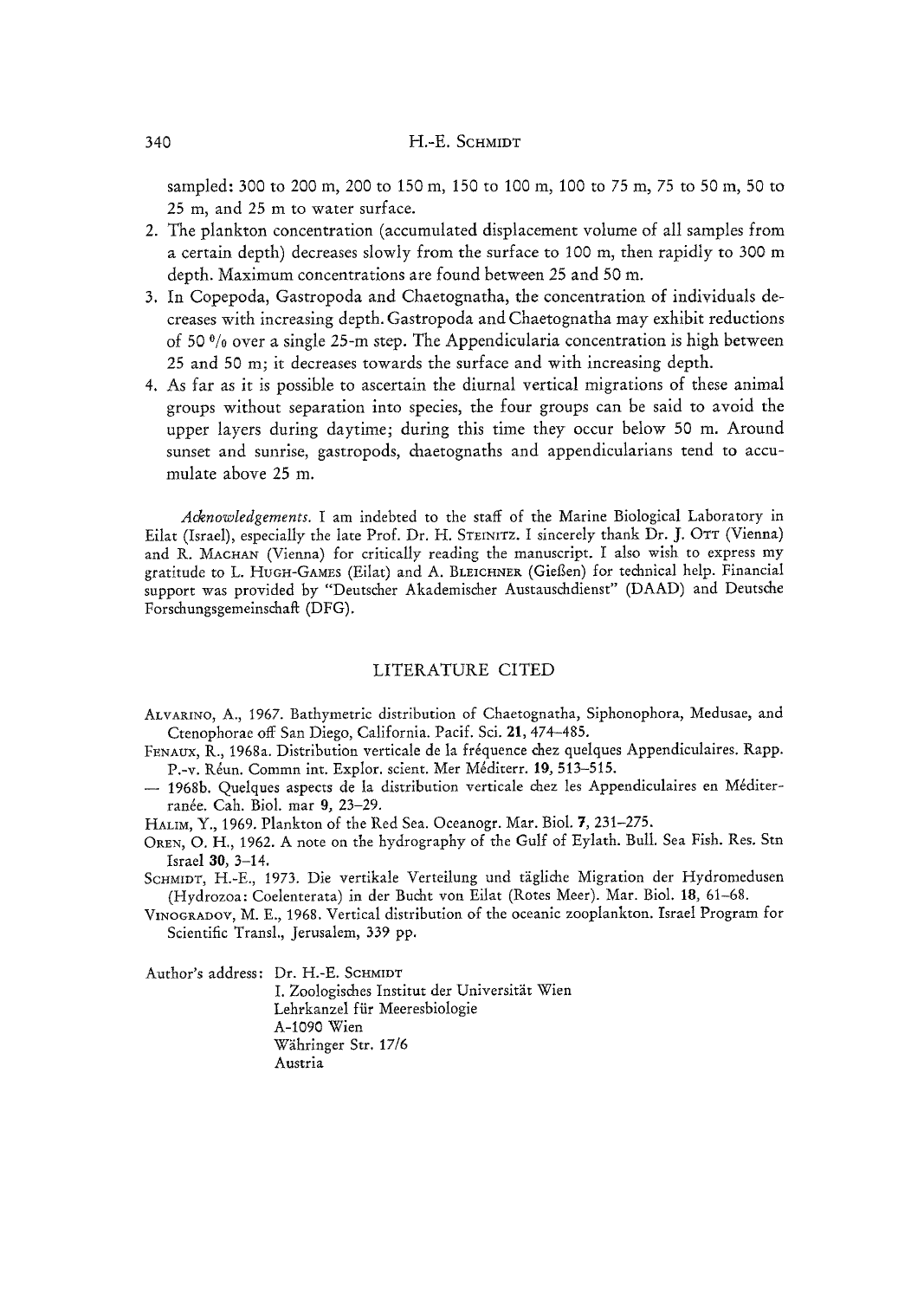sampled: 300 to 200 m, 200 to 150 m, 150 to 100 m, 100 to 75 m, 75 to 50 m, 50 to 25 m, and 25 m to water surface.

2. The plankton concentration (accumulated displacement volume of all samples from a certain depth) decreases slowly from the surface to 100 m, then rapidly to 300 m depth. Maximum concentrations are found between 25 and 50 m.
3. In Copepoda, Gastropoda and Chaetognatha, the concentration of individuals decreases with increasing depth. Gastropoda and Chaetognatha may exhibit reductions of 50 % over a single 25-m step. The Appendicularia concentration is high between 25 and 50 m; it decreases towards the surface and with increasing depth.
4. As far as it is possible to ascertain the diurnal vertical migrations of these animal groups without separation into species, the four groups can be said to avoid the upper layers during daytime; during this time they occur below 50 m. Around sunset and sunrise, gastropods, chaetognaths and appendicularians tend to accumulate above 25 m.

*Acknowledgements.* I am indebted to the staff of the Marine Biological Laboratory in Eilat (Israel), especially the late Prof. Dr. H. STEINITZ. I sincerely thank Dr. J. OTT (Vienna) and R. MACHAN (Vienna) for critically reading the manuscript. I also wish to express my gratitude to L. HUGH-GAMES (Eilat) and A. BLEICHNER (Gießen) for technical help. Financial support was provided by "Deutscher Akademischer Austauschdienst" (DAAD) and Deutsche Forschungsgemeinschaft (DFG).

## LITERATURE CITED

ALVARINO, A., 1967. Bathymetric distribution of Chaetognatha, Siphonophora, Medusae, and Ctenophorae off San Diego, California. Pacif. Sci. **21**, 474–485.

FENAUX, R., 1968a. Distribution verticale de la fréquence chez quelques Appendiculaires. Rapp. P.-v. Réun. Commn int. Explor. scient. Mer Méditerr. **19**, 513–515.

— 1968b. Quelques aspects de la distribution verticale chez les Appendiculaires en Méditerranée. Cah. Biol. mar **9**, 23–29.

HALIM, Y., 1969. Plankton of the Red Sea. Oceanogr. Mar. Biol. **7**, 231–275.

OREN, O. H., 1962. A note on the hydrography of the Gulf of Eylath. Bull. Sea Fish. Res. Stn Israel **30**, 3–14.

SCHMIDT, H.-E., 1973. Die vertikale Verteilung und tägliche Migration der Hydromedusen (Hydrozoa: Coelenterata) in der Bucht von Eilat (Rotes Meer). Mar. Biol. **18**, 61–68.

VINOGRADOV, M. E., 1968. Vertical distribution of the oceanic zooplankton. Israel Program for Scientific Transl., Jerusalem, 339 pp.

Author's address: Dr. H.-E. SCHMIDT
I. Zoologisches Institut der Universität Wien
Lehrkanzel für Meeresbiologie
A-1090 Wien
Währinger Str. 17/6
Austria